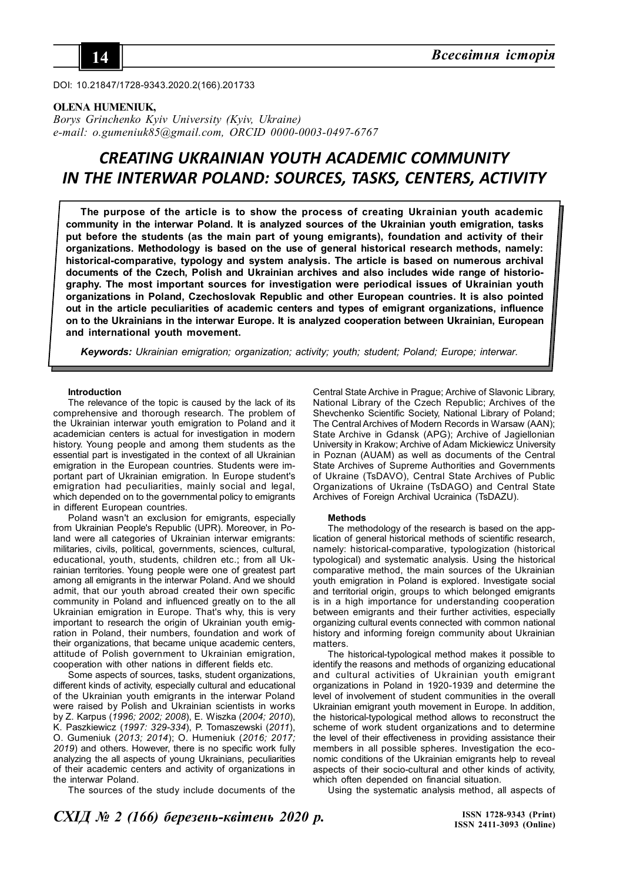DOI: 10.21847/1728-9343.2020.2(166).201733

**OLENA HUMENIUK,**
*Borys Grinchenko Kyiv University (Kyiv, Ukraine)*
*e-mail: o.gumeniuk85@gmail.com, ORCID 0000-0003-0497-6767*

# CREATING UKRAINIAN YOUTH ACADEMIC COMMUNITY IN THE INTERWAR POLAND: SOURCES, TASKS, CENTERS, ACTIVITY

**The purpose of the article is to show the process of creating Ukrainian youth academic community in the interwar Poland. It is analyzed sources of the Ukrainian youth emigration, tasks put before the students (as the main part of young emigrants), foundation and activity of their organizations. Methodology is based on the use of general historical research methods, namely: historical-comparative, typology and system analysis. The article is based on numerous archival documents of the Czech, Polish and Ukrainian archives and also includes wide range of historiography. The most important sources for investigation were periodical issues of Ukrainian youth organizations in Poland, Czechoslovak Republic and other European countries. It is also pointed out in the article peculiarities of academic centers and types of emigrant organizations, influence on to the Ukrainians in the interwar Europe. It is analyzed cooperation between Ukrainian, European and international youth movement.**

***Keywords:*** *Ukrainian emigration; organization; activity; youth; student; Poland; Europe; interwar.*

## Introduction

The relevance of the topic is caused by the lack of its comprehensive and thorough research. The problem of the Ukrainian interwar youth emigration to Poland and it academician centers is actual for investigation in modern history. Young people and among them students as the essential part is investigated in the context of all Ukrainian emigration in the European countries. Students were important part of Ukrainian emigration. In Europe student's emigration had peculiarities, mainly social and legal, which depended on to the governmental policy to emigrants in different European countries.

Poland wasn't an exclusion for emigrants, especially from Ukrainian People's Republic (UPR). Moreover, in Poland were all categories of Ukrainian interwar emigrants: militaries, civils, political, governments, sciences, cultural, educational, youth, students, children etc.; from all Ukrainian territories. Young people were one of greatest part among all emigrants in the interwar Poland. And we should admit, that our youth abroad created their own specific community in Poland and influenced greatly on to the all Ukrainian emigration in Europe. That's why, this is very important to research the origin of Ukrainian youth emigration in Poland, their numbers, foundation and work of their organizations, that became unique academic centers, attitude of Polish government to Ukrainian emigration, cooperation with other nations in different fields etc.

Some aspects of sources, tasks, student organizations, different kinds of activity, especially cultural and educational of the Ukrainian youth emigrants in the interwar Poland were raised by Polish and Ukrainian scientists in works by Z. Karpus (*1996; 2002; 2008*), E. Wiszka (*2004; 2010*), K. Paszkiewicz (*1997: 329-334*), P. Tomaszewski (*2011*), O. Gumeniuk (*2013; 2014*); O. Humeniuk (*2016; 2017; 2019*) and others. However, there is no specific work fully analyzing the all aspects of young Ukrainians, peculiarities of their academic centers and activity of organizations in the interwar Poland.

The sources of the study include documents of the Central State Archive in Prague; Archive of Slavonic Library, National Library of the Czech Republic; Archives of the Shevchenko Scientific Society, National Library of Poland; The Central Archives of Modern Records in Warsaw (AAN); State Archive in Gdansk (APG); Archive of Jagiellonian University in Krakow; Archive of Adam Mickiewicz University in Poznan (AUAM) as well as documents of the Central State Archives of Supreme Authorities and Governments of Ukraine (TsDAVO), Central State Archives of Public Organizations of Ukraine (TsDAGO) and Central State Archives of Foreign Archival Ucrainica (TsDAZU).

## Methods

The methodology of the research is based on the application of general historical methods of scientific research, namely: historical-comparative, typologization (historical typological) and systematic analysis. Using the historical comparative method, the main sources of the Ukrainian youth emigration in Poland is explored. Investigate social and territorial origin, groups to which belonged emigrants is in a high importance for understanding cooperation between emigrants and their further activities, especially organizing cultural events connected with common national history and informing foreign community about Ukrainian matters.

The historical-typological method makes it possible to identify the reasons and methods of organizing educational and cultural activities of Ukrainian youth emigrant organizations in Poland in 1920-1939 and determine the level of involvement of student communities in the overall Ukrainian emigrant youth movement in Europe. In addition, the historical-typological method allows to reconstruct the scheme of work student organizations and to determine the level of their effectiveness in providing assistance their members in all possible spheres. Investigation the economic conditions of the Ukrainian emigrants help to reveal aspects of their socio-cultural and other kinds of activity, which often depended on financial situation.

Using the systematic analysis method, all aspects of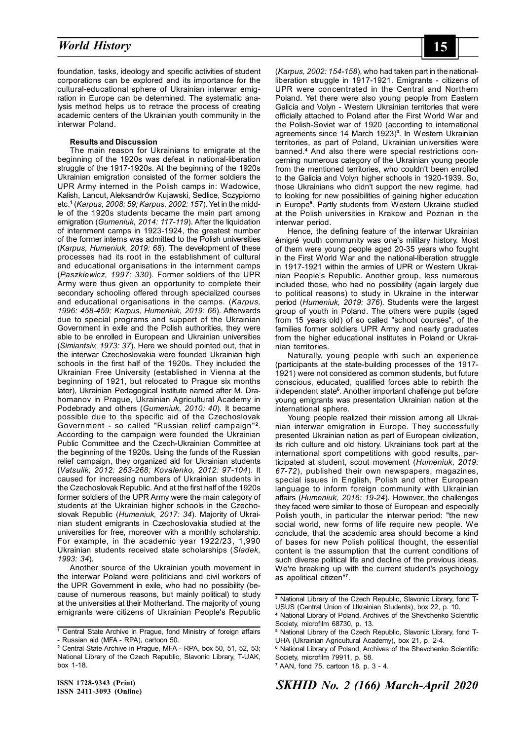foundation, tasks, ideology and specific activities of student corporations can be explored and its importance for the cultural-educational sphere of Ukrainian interwar emigration in Europe can be determined. The systematic analysis method helps us to retrace the process of creating academic centers of the Ukrainian youth community in the interwar Poland.

**Results and Discussion**

The main reason for Ukrainians to emigrate at the beginning of the 1920s was defeat in national-liberation struggle of the 1917-1920s. At the beginning of the 1920s Ukrainian emigration consisted of the former soldiers the UPR Army interned in the Polish camps in: Wadowice, Kalish, Lancut, Aleksandrów Kujawski, Sedlice, Sczypiorno etc.[1] (*Karpus, 2008: 59; Karpus, 2002: 157*). Yet in the middle of the 1920s students became the main part among emigration (*Gumeniuk, 2014: 117-119*). After the liquidation of internment camps in 1923-1924, the greatest number of the former interns was admitted to the Polish universities (*Karpus, Humeniuk, 2019: 68*). The development of these processes had its root in the establishment of cultural and educational organisations in the internment camps (*Paszkiewicz, 1997: 330*). Former soldiers of the UPR Army were thus given an opportunity to complete their secondary schooling offered through specialized courses and educational organisations in the camps. (*Karpus, 1996: 458-459; Karpus, Humeniuk, 2019: 66*). Afterwards due to special programs and support of the Ukrainian Government in exile and the Polish authorities, they were able to be enrolled in European and Ukrainian universities (*Simiantsiv, 1973: 37*). Here we should pointed out, that in the interwar Czechoslovakia were founded Ukrainian high schools in the first half of the 1920s. They included the Ukrainian Free University (established in Vienna at the beginning of 1921, but relocated to Prague six months later), Ukrainian Pedagogical Institute named after M. Drahomanov in Prague, Ukrainian Agricultural Academy in Podebrady and others (*Gumeniuk, 2010: 40*). It became possible due to the specific aid of the Czechoslovak Government - so called "Russian relief campaign"[2]. According to the campaign were founded the Ukrainian Public Committee and the Czech-Ukrainian Committee at the beginning of the 1920s. Using the funds of the Russian relief campaign, they organized aid for Ukrainian students (*Vatsulik, 2012: 263-268; Kovalenko, 2012: 97-104*). It caused for increasing numbers of Ukrainian students in the Czechoslovak Republic. And at the first half of the 1920s former soldiers of the UPR Army were the main category of students at the Ukrainian higher schools in the Czechoslovak Republic (*Humeniuk, 2017: 34*). Majority of Ukrainian student emigrants in Czechoslovakia studied at the universities for free, moreover with a monthly scholarship. For example, in the academic year 1922/23, 1,990 Ukrainian students received state scholarships (*Sladek, 1993: 34*).

Another source of the Ukrainian youth movement in the interwar Poland were politicians and civil workers of the UPR Government in exile, who had no possibility (because of numerous reasons, but mainly political) to study at the universities at their Motherland. The majority of young emigrants were citizens of Ukrainian People's Republic (*Karpus, 2002: 154-158*), who had taken part in the national-liberation struggle in 1917-1921. Emigrants - citizens of UPR were concentrated in the Central and Northern Poland. Yet there were also young people from Eastern Galicia and Volyn - Western Ukrainian territories that were officially attached to Poland after the First World War and the Polish-Soviet war of 1920 (according to international agreements since 14 March 1923)[3]. In Western Ukrainian territories, as part of Poland, Ukrainian universities were banned.[4] And also there were special restrictions concerning numerous category of the Ukrainian young people from the mentioned territories, who couldn't been enrolled to the Galicia and Volyn higher schools in 1920-1939. So, those Ukrainians who didn't support the new regime, had to looking for new possibilities of gaining higher education in Europe[5]. Partly students from Western Ukraine studied at the Polish universities in Krakow and Poznan in the interwar period.

Hence, the defining feature of the interwar Ukrainian émigré youth community was one's military history. Most of them were young people aged 20-35 years who fought in the First World War and the national-liberation struggle in 1917-1921 within the armies of UPR or Western Ukrainian People's Republic. Another group, less numerous included those, who had no possibility (again largely due to political reasons) to study in Ukraine in the interwar period (*Humeniuk, 2019: 376*). Students were the largest group of youth in Poland. The others were pupils (aged from 15 years old) of so called "school courses", of the families former soldiers UPR Army and nearly graduates from the higher educational institutes in Poland or Ukrainian territories.

Naturally, young people with such an experience (participants at the state-building processes of the 1917-1921) were not considered as common students, but future conscious, educated, qualified forces able to rebirth the independent state[6]. Another important challenge put before young emigrants was presentation Ukrainian nation at the international sphere.

Young people realized their mission among all Ukrainian interwar emigration in Europe. They successfully presented Ukrainian nation as part of European civilization, its rich culture and old history. Ukrainians took part at the international sport competitions with good results, participated at student, scout movement (*Humeniuk, 2019: 67-72*), published their own newspapers, magazines, special issues in English, Polish and other European language to inform foreign community with Ukrainian affairs (*Humeniuk, 2016: 19-24*). However, the challenges they faced were similar to those of European and especially Polish youth, in particular the interwar period: "the new social world, new forms of life require new people. We conclude, that the academic area should become a kind of bases for new Polish political thought, the essential content is the assumption that the current conditions of such diverse political life and decline of the previous ideas. We're breaking up with the current student's psychology as apolitical citizen"[7].

---

[1] Central State Archive in Prague, fond Ministry of foreign affairs - Russian aid (MFA - RPA), cartoon 50.

[2] Central State Archive in Prague, MFA - RPA, box 50, 51, 52, 53; National Library of the Czech Republic, Slavonic Library, T-UAK, box 1-18.

[3] National Library of the Czech Republic, Slavonic Library, fond T-USUS (Central Union of Ukrainian Students), box 22, p. 10.

[4] National Library of Poland, Archives of the Shevchenko Scientific Society, microfilm 68730, p. 13.

[5] National Library of the Czech Republic, Slavonic Library, fond T-UHA (Ukrainian Agricultural Academy), box 21, p. 2-4.

[6] National Library of Poland, Archives of the Shevchenko Scientific Society, microfilm 79911, p. 58.

[7] AAN, fond 75, cartoon 18, p. 3 - 4.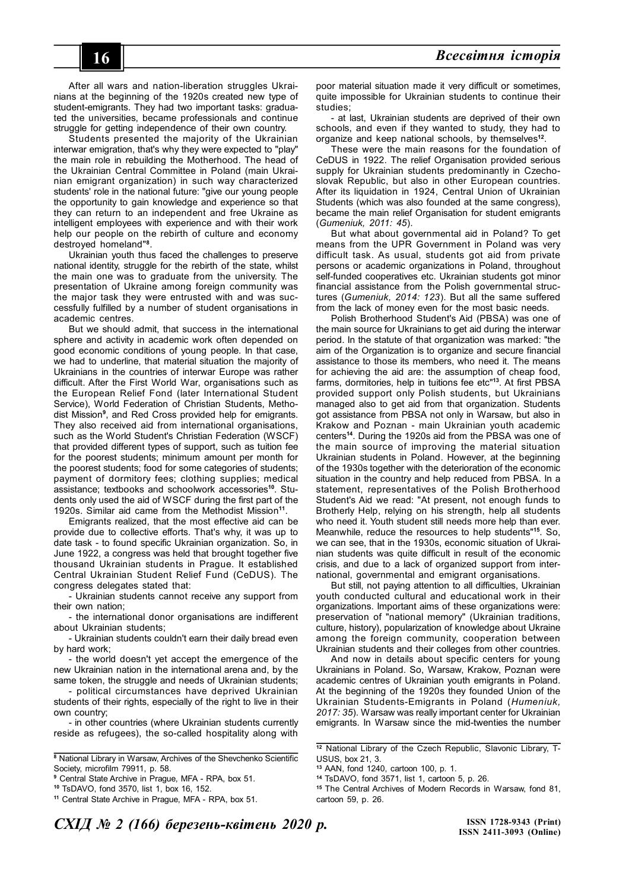After all wars and nation-liberation struggles Ukrainians at the beginning of the 1920s created new type of student-emigrants. They had two important tasks: graduated the universities, became professionals and continue struggle for getting independence of their own country.

Students presented the majority of the Ukrainian interwar emigration, that's why they were expected to "play" the main role in rebuilding the Motherhood. The head of the Ukrainian Central Committee in Poland (main Ukrainian emigrant organization) in such way characterized students' role in the national future: "give our young people the opportunity to gain knowledge and experience so that they can return to an independent and free Ukraine as intelligent employees with experience and with their work help our people on the rebirth of culture and economy destroyed homeland"[8].

Ukrainian youth thus faced the challenges to preserve national identity, struggle for the rebirth of the state, whilst the main one was to graduate from the university. The presentation of Ukraine among foreign community was the major task they were entrusted with and was successfully fulfilled by a number of student organisations in academic centres.

But we should admit, that success in the international sphere and activity in academic work often depended on good economic conditions of young people. In that case, we had to underline, that material situation the majority of Ukrainians in the countries of interwar Europe was rather difficult. After the First World War, organisations such as the European Relief Fond (later International Student Service), World Federation of Christian Students, Methodist Mission[9], and Red Cross provided help for emigrants. They also received aid from international organisations, such as the World Student's Christian Federation (WSCF) that provided different types of support, such as tuition fee for the poorest students; minimum amount per month for the poorest students; food for some categories of students; payment of dormitory fees; clothing supplies; medical assistance; textbooks and schoolwork accessories[10]. Students only used the aid of WSCF during the first part of the 1920s. Similar aid came from the Methodist Mission[11].

Emigrants realized, that the most effective aid can be provide due to collective efforts. That's why, it was up to date task - to found specific Ukrainian organization. So, in June 1922, a congress was held that brought together five thousand Ukrainian students in Prague. It established Central Ukrainian Student Relief Fund (CeDUS). The congress delegates stated that:

- Ukrainian students cannot receive any support from their own nation;
- the international donor organisations are indifferent about Ukrainian students;
- Ukrainian students couldn't earn their daily bread even by hard work;
- the world doesn't yet accept the emergence of the new Ukrainian nation in the international arena and, by the same token, the struggle and needs of Ukrainian students;
- political circumstances have deprived Ukrainian students of their rights, especially of the right to live in their own country;
- in other countries (where Ukrainian students currently reside as refugees), the so-called hospitality along with poor material situation made it very difficult or sometimes, quite impossible for Ukrainian students to continue their studies;
- at last, Ukrainian students are deprived of their own schools, and even if they wanted to study, they had to organize and keep national schools, by themselves[12].

These were the main reasons for the foundation of CeDUS in 1922. The relief Organisation provided serious supply for Ukrainian students predominantly in Czechoslovak Republic, but also in other European countries. After its liquidation in 1924, Central Union of Ukrainian Students (which was also founded at the same congress), became the main relief Organisation for student emigrants (*Gumeniuk, 2011: 45*).

But what about governmental aid in Poland? To get means from the UPR Government in Poland was very difficult task. As usual, students got aid from private persons or academic organizations in Poland, throughout self-funded cooperatives etc. Ukrainian students got minor financial assistance from the Polish governmental structures (*Gumeniuk, 2014: 123*). But all the same suffered from the lack of money even for the most basic needs.

Polish Brotherhood Student's Aid (PBSA) was one of the main source for Ukrainians to get aid during the interwar period. In the statute of that organization was marked: "the aim of the Organization is to organize and secure financial assistance to those its members, who need it. The means for achieving the aid are: the assumption of cheap food, farms, dormitories, help in tuitions fee etc"[13]. At first PBSA provided support only Polish students, but Ukrainians managed also to get aid from that organization. Students got assistance from PBSA not only in Warsaw, but also in Krakow and Poznan - main Ukrainian youth academic centers[14]. During the 1920s aid from the PBSA was one of the main source of improving the material situation Ukrainian students in Poland. However, at the beginning of the 1930s together with the deterioration of the economic situation in the country and help reduced from PBSA. In a statement, representatives of the Polish Brotherhood Student's Aid we read: "At present, not enough funds to Brotherly Help, relying on his strength, help all students who need it. Youth student still needs more help than ever. Meanwhile, reduce the resources to help students"[15]. So, we can see, that in the 1930s, economic situation of Ukrainian students was quite difficult in result of the economic crisis, and due to a lack of organized support from international, governmental and emigrant organisations.

But still, not paying attention to all difficulties, Ukrainian youth conducted cultural and educational work in their organizations. Important aims of these organizations were: preservation of "national memory" (Ukrainian traditions, culture, history), popularization of knowledge about Ukraine among the foreign community, cooperation between Ukrainian students and their colleges from other countries.

And now in details about specific centers for young Ukrainians in Poland. So, Warsaw, Krakow, Poznan were academic centres of Ukrainian youth emigrants in Poland. At the beginning of the 1920s they founded Union of the Ukrainian Students-Emigrants in Poland (*Humeniuk, 2017: 35*). Warsaw was really important center for Ukrainian emigrants. In Warsaw since the mid-twenties the number

---

[8] National Library in Warsaw, Archives of the Shevchenko Scientific Society, microfilm 79911, p. 58.

[9] Central State Archive in Prague, MFA - RPA, box 51.

[10] TsDAVO, fond 3570, list 1, box 16, 152.

[11] Central State Archive in Prague, MFA - RPA, box 51.

[12] National Library of the Czech Republic, Slavonic Library, T-USUS, box 21, 3.

[13] AAN, fond 1240, cartoon 100, p. 1.

[14] TsDAVO, fond 3571, list 1, cartoon 5, p. 26.

[15] The Central Archives of Modern Records in Warsaw, fond 81, cartoon 59, p. 26.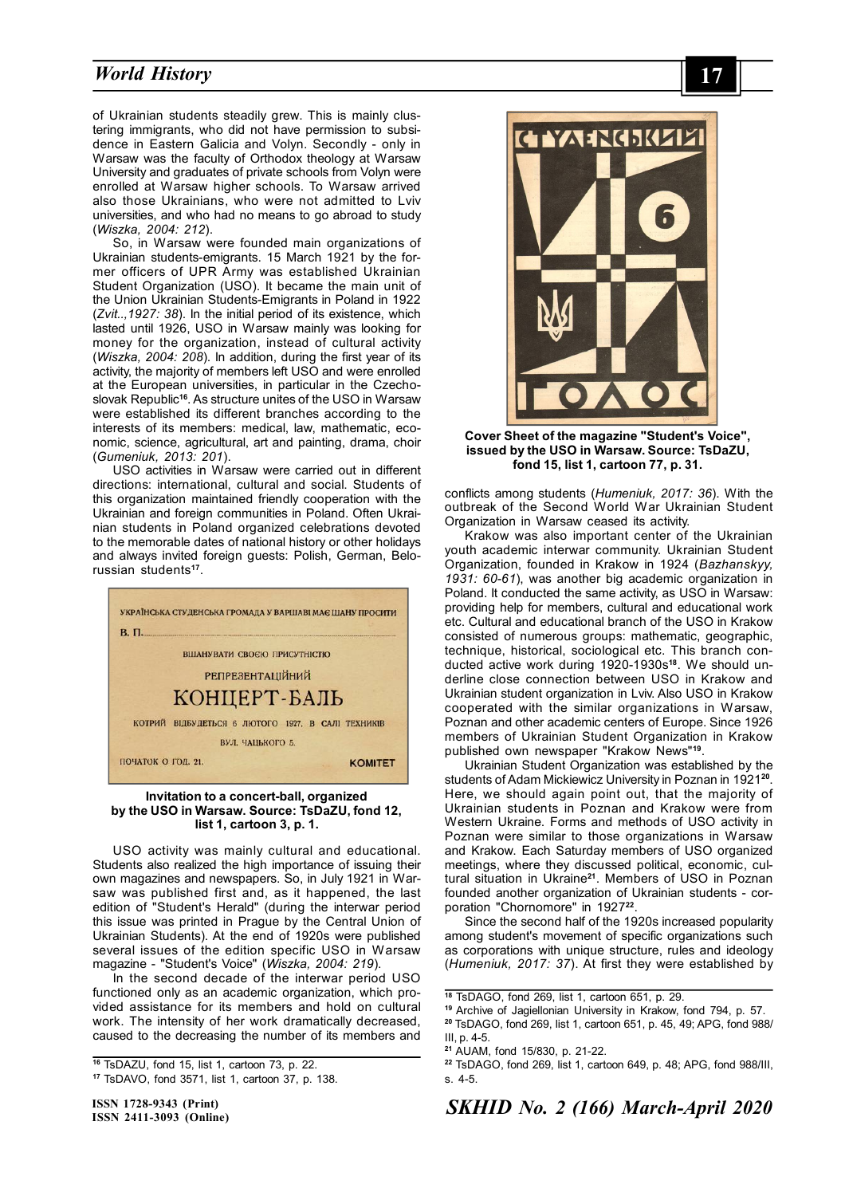of Ukrainian students steadily grew. This is mainly clustering immigrants, who did not have permission to subsidence in Eastern Galicia and Volyn. Secondly - only in Warsaw was the faculty of Orthodox theology at Warsaw University and graduates of private schools from Volyn were enrolled at Warsaw higher schools. To Warsaw arrived also those Ukrainians, who were not admitted to Lviv universities, and who had no means to go abroad to study (*Wiszka, 2004: 212*).

So, in Warsaw were founded main organizations of Ukrainian students-emigrants. 15 March 1921 by the former officers of UPR Army was established Ukrainian Student Organization (USO). It became the main unit of the Union Ukrainian Students-Emigrants in Poland in 1922 (*Zvit..,1927: 38*). In the initial period of its existence, which lasted until 1926, USO in Warsaw mainly was looking for money for the organization, instead of cultural activity (*Wiszka, 2004: 208*). In addition, during the first year of its activity, the majority of members left USO and were enrolled at the European universities, in particular in the Czechoslovak Republic[16]. As structure unites of the USO in Warsaw were established its different branches according to the interests of its members: medical, law, mathematic, economic, science, agricultural, art and painting, drama, choir (*Gumeniuk, 2013: 201*).

USO activities in Warsaw were carried out in different directions: international, cultural and social. Students of this organization maintained friendly cooperation with the Ukrainian and foreign communities in Poland. Often Ukrainian students in Poland organized celebrations devoted to the memorable dates of national history or other holidays and always invited foreign guests: Polish, German, Belorussian students[17].

УКРАЇНСЬКА СТУДЕНСЬКА ГРОМАДА У ВАРШАВІ МАЄ ШАНУ ПРОСИТИ
В. П.
ВШАНУВАТИ СВОЄЮ ПРИСУТНІСТЮ
РЕПРЕЗЕНТАЦІЙНИЙ
КОНЦЕРТ-БАЛЬ
КОТРИЙ ВІДБУДЕТЬСЯ 6 ЛЮТОГО 1927. В САЛІ ТЕХНИКІВ
ВУЛ. ЧАЦЬКОГО 5.
ПОЧАТОК О ГОД. 21. КОМІТЕТ

**Invitation to a concert-ball, organized by the USO in Warsaw. Source: TsDaZU, fond 12, list 1, cartoon 3, p. 1.**

USO activity was mainly cultural and educational. Students also realized the high importance of issuing their own magazines and newspapers. So, in July 1921 in Warsaw was published first and, as it happened, the last edition of "Student's Herald" (during the interwar period this issue was printed in Prague by the Central Union of Ukrainian Students). At the end of 1920s were published several issues of the edition specific USO in Warsaw magazine - "Student's Voice" (*Wiszka, 2004: 219*).

In the second decade of the interwar period USO functioned only as an academic organization, which provided assistance for its members and hold on cultural work. The intensity of her work dramatically decreased, caused to the decreasing the number of its members and conflicts among students (*Humeniuk, 2017: 36*). With the outbreak of the Second World War Ukrainian Student Organization in Warsaw ceased its activity.

СТУДЕНСЬКИЙ 6 ГОЛОС

**Cover Sheet of the magazine "Student's Voice", issued by the USO in Warsaw. Source: TsDaZU, fond 15, list 1, cartoon 77, p. 31.**

Krakow was also important center of the Ukrainian youth academic interwar community. Ukrainian Student Organization, founded in Krakow in 1924 (*Bazhanskyy, 1931: 60-61*), was another big academic organization in Poland. It conducted the same activity, as USO in Warsaw: providing help for members, cultural and educational work etc. Cultural and educational branch of the USO in Krakow consisted of numerous groups: mathematic, geographic, technique, historical, sociological etc. This branch conducted active work during 1920-1930s[18]. We should underline close connection between USO in Krakow and Ukrainian student organization in Lviv. Also USO in Krakow cooperated with the similar organizations in Warsaw, Poznan and other academic centers of Europe. Since 1926 members of Ukrainian Student Organization in Krakow published own newspaper "Krakow News"[19].

Ukrainian Student Organization was established by the students of Adam Mickiewicz University in Poznan in 1921[20]. Here, we should again point out, that the majority of Ukrainian students in Poznan and Krakow were from Western Ukraine. Forms and methods of USO activity in Poznan were similar to those organizations in Warsaw and Krakow. Each Saturday members of USO organized meetings, where they discussed political, economic, cultural situation in Ukraine[21]. Members of USO in Poznan founded another organization of Ukrainian students - corporation "Chornomore" in 1927[22].

Since the second half of the 1920s increased popularity among student's movement of specific organizations such as corporations with unique structure, rules and ideology (*Humeniuk, 2017: 37*). At first they were established by

---

[16] TsDAZU, fond 15, list 1, cartoon 73, p. 22.

[17] TsDAVO, fond 3571, list 1, cartoon 37, p. 138.

[18] TsDAGO, fond 269, list 1, cartoon 651, p. 29.

[19] Archive of Jagiellonian University in Krakow, fond 794, p. 57.

[20] TsDAGO, fond 269, list 1, cartoon 651, p. 45, 49; APG, fond 988/III, p. 4-5.

[21] AUAM, fond 15/830, p. 21-22.

[22] TsDAGO, fond 269, list 1, cartoon 649, p. 48; APG, fond 988/III, s. 4-5.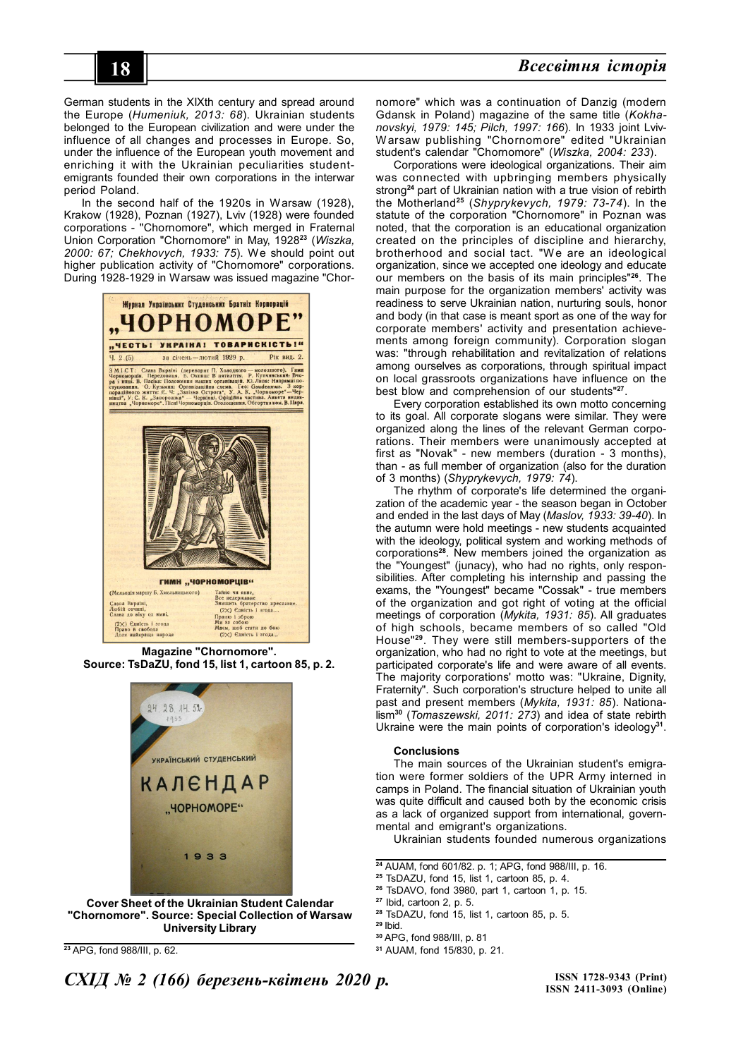German students in the XIXth century and spread around the Europe (*Humeniuk, 2013: 68*). Ukrainian students belonged to the European civilization and were under the influence of all changes and processes in Europe. So, under the influence of the European youth movement and enriching it with the Ukrainian peculiarities student-emigrants founded their own corporations in the interwar period Poland.

In the second half of the 1920s in Warsaw (1928), Krakow (1928), Poznan (1927), Lviv (1928) were founded corporations - "Chornomore", which merged in Fraternal Union Corporation "Chornomore" in May, 1928[23] (*Wiszka, 2000: 67; Chekhovych, 1933: 75*). We should point out higher publication activity of "Chornomore" corporations. During 1928-1929 in Warsaw was issued magazine "Chornomore" which was a continuation of Danzig (modern Gdansk in Poland) magazine of the same title (*Kokhanovskyi, 1979: 145; Pilch, 1997: 166*). In 1933 joint Lviv-Warsaw publishing "Chornomore" edited "Ukrainian student's calendar "Chornomore" (*Wiszka, 2004: 233*).

**Magazine "Chornomore". Source: TsDaZU, fond 15, list 1, cartoon 85, p. 2.**

**Cover Sheet of the Ukrainian Student Calendar "Chornomore". Source: Special Collection of Warsaw University Library**

Corporations were ideological organizations. Their aim was connected with upbringing members physically strong[24] part of Ukrainian nation with a true vision of rebirth the Motherland[25] (*Shyprykevych, 1979: 73-74*). In the statute of the corporation "Chornomore" in Poznan was noted, that the corporation is an educational organization created on the principles of discipline and hierarchy, brotherhood and social tact. "We are an ideological organization, since we accepted one ideology and educate our members on the basis of its main principles"[26]. The main purpose for the organization members' activity was readiness to serve Ukrainian nation, nurturing souls, honor and body (in that case is meant sport as one of the way for corporate members' activity and presentation achievements among foreign community). Corporation slogan was: "through rehabilitation and revitalization of relations among ourselves as corporations, through spiritual impact on local grassroots organizations have influence on the best blow and comprehension of our students"[27].

Every corporation established its own motto concerning to its goal. All corporate slogans were similar. They were organized along the lines of the relevant German corporations. Their members were unanimously accepted at first as "Novak" - new members (duration - 3 months), than - as full member of organization (also for the duration of 3 months) (*Shyprykevych, 1979: 74*).

The rhythm of corporate's life determined the organization of the academic year - the season began in October and ended in the last days of May (*Maslov, 1933: 39-40*). In the autumn were hold meetings - new students acquainted with the ideology, political system and working methods of corporations[28]. New members joined the organization as the "Youngest" (junacy), who had no rights, only responsibilities. After completing his internship and passing the exams, the "Youngest" became "Cossak" - true members of the organization and got right of voting at the official meetings of corporation (*Mykita, 1931: 85*). All graduates of high schools, became members of so called "Old House"[29]. They were still members-supporters of the organization, who had no right to vote at the meetings, but participated corporate's life and were aware of all events. The majority corporations' motto was: "Ukraine, Dignity, Fraternity". Such corporation's structure helped to unite all past and present members (*Mykita, 1931: 85*). Nationalism[30] (*Tomaszewski, 2011: 273*) and idea of state rebirth Ukraine were the main points of corporation's ideology[31].

### Conclusions

The main sources of the Ukrainian student's emigration were former soldiers of the UPR Army interned in camps in Poland. The financial situation of Ukrainian youth was quite difficult and caused both by the economic crisis as a lack of organized support from international, governmental and emigrant's organizations.

Ukrainian students founded numerous organizations

---

[23] APG, fond 988/III, p. 62.

[24] AUAM, fond 601/82. p. 1; APG, fond 988/III, p. 16.

[25] TsDAZU, fond 15, list 1, cartoon 85, p. 4.

[26] TsDAVO, fond 3980, part 1, cartoon 1, p. 15.

[27] Ibid, cartoon 2, p. 5.

[28] TsDAZU, fond 15, list 1, cartoon 85, p. 5.

[29] Ibid.

[30] APG, fond 988/III, p. 81

[31] AUAM, fond 15/830, p. 21.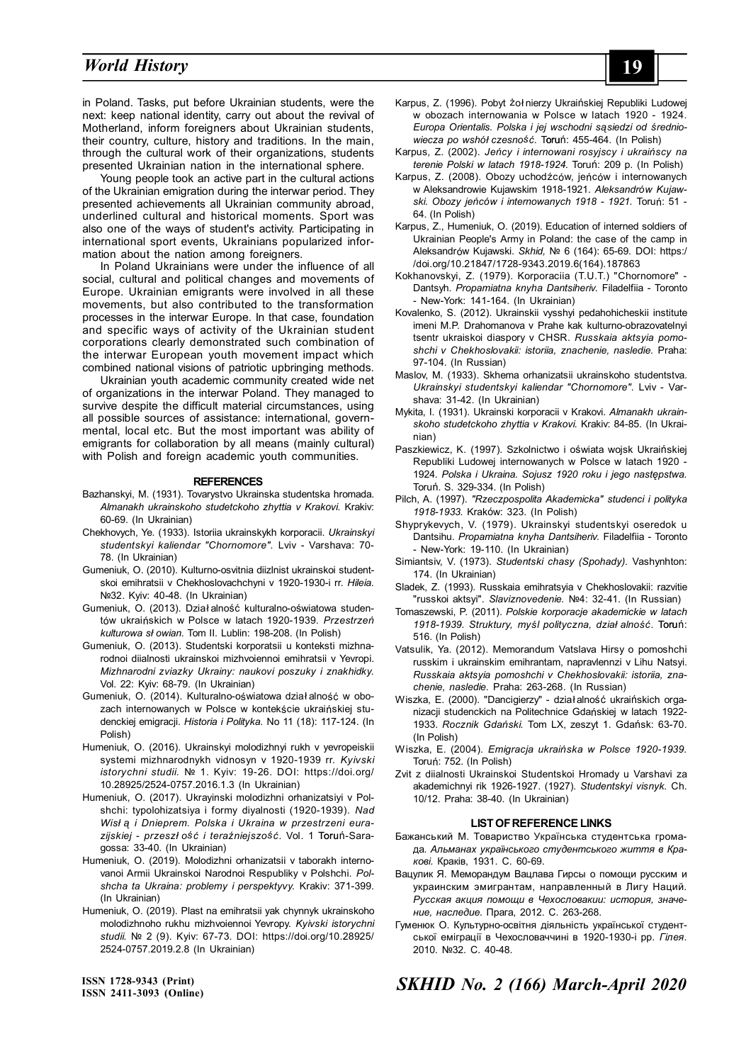in Poland. Tasks, put before Ukrainian students, were the next: keep national identity, carry out about the revival of Motherland, inform foreigners about Ukrainian students, their country, culture, history and traditions. In the main, through the cultural work of their organizations, students presented Ukrainian nation in the international sphere.

Young people took an active part in the cultural actions of the Ukrainian emigration during the interwar period. They presented achievements all Ukrainian community abroad, underlined cultural and historical moments. Sport was also one of the ways of student's activity. Participating in international sport events, Ukrainians popularized information about the nation among foreigners.

In Poland Ukrainians were under the influence of all social, cultural and political changes and movements of Europe. Ukrainian emigrants were involved in all these movements, but also contributed to the transformation processes in the interwar Europe. In that case, foundation and specific ways of activity of the Ukrainian student corporations clearly demonstrated such combination of the interwar European youth movement impact which combined national visions of patriotic upbringing methods.

Ukrainian youth academic community created wide net of organizations in the interwar Poland. They managed to survive despite the difficult material circumstances, using all possible sources of assistance: international, governmental, local etc. But the most important was ability of emigrants for collaboration by all means (mainly cultural) with Polish and foreign academic youth communities.

## REFERENCES

Bazhanskyi, M. (1931). Tovarystvo Ukrainska studentska hromada. *Almanakh ukrainskoho studetckoho zhyttia v Krakovi.* Krakiv: 60-69. (In Ukrainian)

Chekhovych, Ye. (1933). Istoriia ukrainskykh korporacii. *Ukrainskyi studentskyi kalendar "Chornomore".* Lviv - Varshava: 70-78. (In Ukrainian)

Gumeniuk, O. (2010). Kulturno-osvitnia diizlnist ukrainskoi studentskoi emihratsii v Chekhoslovachchyni v 1920-1930-i rr. *Hileia.* №32. Kyiv: 40-48. (In Ukrainian)

Gumeniuk, O. (2013). Działalność kulturalno-oświatowa studentów ukraińskich w Polsce w latach 1920-1939. *Przestrzeń kulturowa słowian.* Tom II. Lublin: 198-208. (In Polish)

Gumeniuk, O. (2013). Studentski korporatsii u konteksti mizhnarodnoi diialnosti ukrainskoi mizhvoiennoi emihratsii v Yevropi. *Mizhnarodni zviazky Ukrainy: naukovi poszuky i znakhidky.* Vol. 22: Kyiv: 68-79. (In Ukrainian)

Gumeniuk, O. (2014). Kulturalno-oświatowa działalność w obozach internowanych w Polsce w kontekście ukraińskiej studenckiej emigracji. *Historia i Polityka.* No 11 (18): 117-124. (In Polish)

Humeniuk, O. (2016). Ukrainskyi molodizhnyi rukh v yevropeiskii systemi mizhnarodnykh vidnosyn v 1920-1939 rr. *Kyivski istorychni studii.* № 1. Kyiv: 19-26. DOI: https://doi.org/10.28925/2524-0757.2016.1.3 (In Ukrainian)

Humeniuk, O. (2017). Ukrayinski molodizhni orhanizatsiyi v Polshchi: typolohizatsiya i formy diyalnosti (1920-1939). *Nad Wisłą i Dnieprem. Polska i Ukraina w przestrzeni eurazijskiej - przeszłość i teraźniejszość.* Vol. 1 Toruń-Saragossa: 33-40. (In Ukrainian)

Humeniuk, O. (2019). Molodizhni orhanizatsii v taborakh internovanoi Armii Ukrainskoi Narodnoi Respubliky v Polshchi. *Polshcha ta Ukraina: problemy i perspektyvy.* Krakiv: 371-399. (In Ukrainian)

Humeniuk, O. (2019). Plast na emihratsii yak chynnyk ukrainskoho molodizhnoho rukhu mizhvoiennoi Yevropy. *Kyivski istorychni studii.* № 2 (9). Kyiv: 67-73. DOI: https://doi.org/10.28925/2524-0757.2019.2.8 (In Ukrainian)

Karpus, Z. (1996). Pobyt żołnierzy Ukraińskiej Republiki Ludowej w obozach internowania w Polsce w latach 1920 - 1924. *Europa Orientalis. Polska i jej wschodni sąsiedzi od średniowiecza po wshół czesność.* Toruń: 455-464. (In Polish)

Karpus, Z. (2002). *Jeńcy i internowani rosyjscy i ukraińscy na terenie Polski w latach 1918-1924.* Toruń: 209 p. (In Polish)

Karpus, Z. (2008). Obozy uchodźców, jeńców i internowanych w Aleksandrowie Kujawskim 1918-1921. *Aleksandrów Kujawski. Obozy jeńców i internowanych 1918 - 1921.* Toruń: 51 - 64. (In Polish)

Karpus, Z., Humeniuk, O. (2019). Education of interned soldiers of Ukrainian People's Army in Poland: the case of the camp in Aleksandrów Kujawski. *Skhid,* № 6 (164): 65-69. DOI: https://doi.org/10.21847/1728-9343.2019.6(164).187863

Kokhanovskyi, Z. (1979). Korporaciia (T.U.T.) "Chornomore" - Dantsyh. *Propamiatna knyha Dantsiheriv.* Filadelfiia - Toronto - New-York: 141-164. (In Ukrainian)

Kovalenko, S. (2012). Ukrainskii vysshyi pedahohicheskii institute imeni M.P. Drahomanova v Prahe kak kulturno-obrazovatelnyi tsentr ukraiskoi diaspory v CHSR. *Russkaia aktsyia pomoshchi v Chekhoslovakii: istoriia, znachenie, nasledie.* Praha: 97-104. (In Russian)

Maslov, M. (1933). Skhema orhanizatsii ukrainskoho studentstva. *Ukrainskyi studentskyi kalendar "Chornomore".* Lviv - Varshava: 31-42. (In Ukrainian)

Mykita, I. (1931). Ukrainski korporacii v Krakovi. *Almanakh ukrainskoho studetckoho zhyttia v Krakovi.* Krakiv: 84-85. (In Ukrainian)

Paszkiewicz, K. (1997). Szkolnictwo i oświata wojsk Ukraińskiej Republiki Ludowej internowanych w Polsce w latach 1920 - 1924. *Polska i Ukraina. Sojusz 1920 roku i jego następstwa.* Toruń. S. 329-334. (In Polish)

Pilch, A. (1997). *"Rzeczpospolita Akademicka" studenci i polityka 1918-1933.* Kraków: 323. (In Polish)

Shyprykevych, V. (1979). Ukrainskyi studentskyi oseredok u Dantsihu. *Propamiatna knyha Dantsiheriv.* Filadelfiia - Toronto - New-York: 19-110. (In Ukrainian)

Simiantsiv, V. (1973). *Studentski chasy (Spohady).* Vashynhton: 174. (In Ukrainian)

Sladek, Z. (1993). Russkaia emihratsyia v Chekhoslovakii: razvitie "russkoi aktsyi". *Slaviznovedenie.* №4: 32-41. (In Russian)

Tomaszewski, P. (2011). *Polskie korporacje akademickie w latach 1918-1939. Struktury, myśl polityczna, działalność.* Toruń: 516. (In Polish)

Vatsulik, Ya. (2012). Memorandum Vatslava Hirsy o pomoshchi russkim i ukrainskim emihrantam, napravlennzi v Lihu Natsyi. *Russkaia aktsyia pomoshchi v Chekhoslovakii: istoriia, znachenie, nasledie.* Praha: 263-268. (In Russian)

Wiszka, E. (2000). "Dancigierzy" - działalność ukraińskich organizacji studenckich na Politechnice Gdańskiej w latach 1922-1933. *Rocznik Gdański.* Tom LX, zeszyt 1. Gdańsk: 63-70. (In Polish)

Wiszka, E. (2004). *Emigracja ukraińska w Polsce 1920-1939.* Toruń: 752. (In Polish)

Zvit z diialnosti Ukrainskoi Studentskoi Hromady u Varshavi za akademichnyi rik 1926-1927. (1927). *Studentskyi visnyk.* Ch. 10/12. Praha: 38-40. (In Ukrainian)

## LIST OF REFERENCE LINKS

Бажанський М. Товариство Українська студентська громада. *Альманах українського студентського життя в Кракові.* Краків, 1931. С. 60-69.

Вацулик Я. Меморандум Вацлава Гирсы о помощи русским и украинским эмигрантам, направленный в Лигу Наций. *Русская акция помощи в Чехословакии: история, значение, наследие.* Прага, 2012. С. 263-268.

Гуменюк О. Культурно-освітня діяльність української студентської еміграції в Чехословаччині в 1920-1930-і рр. *Гілея.* 2010. №32. С. 40-48.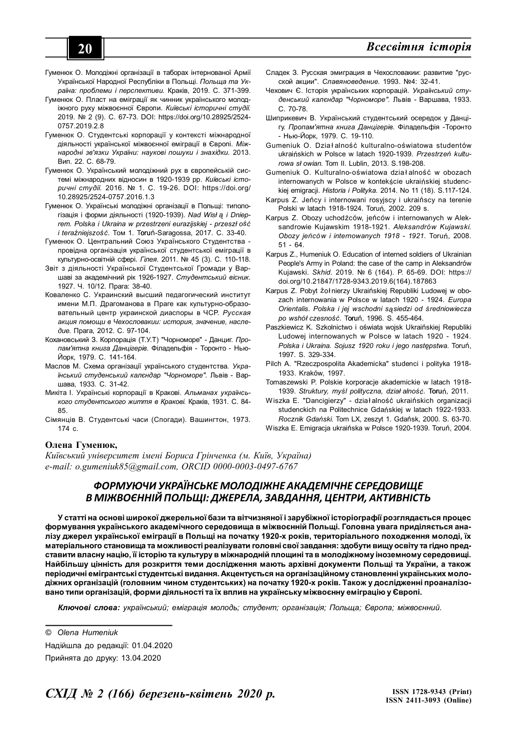Гуменюк О. Молодіжні організації в таборах інтернованої Армії Української Народної Республіки в Польщі. *Польща та Україна: проблеми і перспективи.* Краків, 2019. С. 371-399.

Гуменюк О. Пласт на еміграції як чинник українського молодіжного руху міжвоєнної Європи. *Київські історичні студії.* 2019. № 2 (9). С. 67-73. DOI: https://doi.org/10.28925/2524-0757.2019.2.8

Гуменюк О. Студентські корпорації у контексті міжнародної діяльності української міжвоєнної еміграції в Європі. *Міжнародні зв'язки України: наукові пошуки і знахідки.* 2013. Вип. 22. С. 68-79.

Гуменюк О. Український молодіжний рух в європейській системі міжнародних відносин в 1920-1939 рр. *Київські історичні студії.* 2016. № 1. С. 19-26. DOI: https://doi.org/10.28925/2524-0757.2016.1.3

Гуменюк О. Українські молодіжні організації в Польщі: типологізація і форми діяльності (1920-1939). *Nad Wisłą i Dnieprem. Polska i Ukraina w przestrzeni eurazijskiej - przeszłość i teraźniejszość.* Том 1. Toruń-Saragossa, 2017. С. 33-40.

Гуменюк О. Центральний Союз Українського Студентства - провідна організація української студентської еміграції в культурно-освітній сфері. *Гілея.* 2011. № 45 (3). С. 110-118.

Звіт з діяльності Української Студентської Громади у Варшаві за академічний рік 1926-1927. *Студентський вісник.* 1927. Ч. 10/12. Прага: 38-40.

Коваленко С. Украинский высший педагогический институт имени М.П. Драгоманова в Праге как культурно-образовательный центр украинской диаспоры в ЧСР. *Русская акция помощи в Чехословакии: история, значение, наследие.* Прага, 2012. С. 97-104.

Кохановський З. Корпорація (Т.У.Т) "Чорноморе" - Данциг. *Пропам'ятна книга Данцігерів.* Філадельфія - Торонто - Нью-Йорк, 1979. С. 141-164.

Маслов М. Схема організації українського студентства. *Український студенський календар "Чорноморе".* Львів - Варшава, 1933. С. 31-42.

Микита І. Українські корпорації в Кракові. *Альманах українського студентського життя в Кракові.* Краків, 1931. С. 84-85.

Сімянців В. Студентські часи (Спогади). Вашингтон, 1973. 174 с.

Сладек З. Русская эмиграция в Чехословакии: развитие "русской акции". *Славяноведение.* 1993. №4: 32-41.

Чехович Є. Історія українських корпорацій. *Український студенський календар "Чорноморе".* Львів - Варшава, 1933. С. 70-78.

Шиприкевич В. Український студентський осередок у Данцігу. *Пропам'ятна книга Данцігерів.* Філадельфія -Торонто - Нью-Йорк, 1979. С. 19-110.

Gumeniuk O. Działalność kulturalno-oświatowa studentów ukraińskich w Polsce w latach 1920-1939. *Przestrzeń kulturowa słowian.* Tom II. Lublin, 2013. S.198-208.

Gumeniuk O. Kulturalno-oświatowa działalność w obozach internowanych w Polsce w kontekście ukraińskiej studenckiej emigracji. *Historia i Polityka.* 2014. No 11 (18). S.117-124.

Karpus Z. Jeńcy i internowani rosyjscy i ukraińscy na terenie Polski w latach 1918-1924. Toruń, 2002. 209 s.

Karpus Z. Obozy uchodźców, jeńców i internowanych w Aleksandrowie Kujawskim 1918-1921. *Aleksandrów Kujawski. Obozy jeńców i internowanych 1918 - 1921.* Toruń, 2008. 51 - 64.

Karpus Z., Humeniuk O. Education of interned soldiers of Ukrainian People's Army in Poland: the case of the camp in Aleksandrów Kujawski. *Skhid.* 2019. № 6 (164). P. 65-69. DOI: https://doi.org/10.21847/1728-9343.2019.6(164).187863

Karpus Z. Pobyt żołnierzy Ukraińskiej Republiki Ludowej w obozach internowania w Polsce w latach 1920 - 1924. *Europa Orientalis. Polska i jej wschodni sąsiedzi od średniowiecza po współczesność.* Toruń, 1996. S. 455-464.

Paszkiewicz K. Szkolnictwo i oświata wojsk Ukraińskiej Republiki Ludowej internowanych w Polsce w latach 1920 - 1924. *Polska i Ukraina. Sojusz 1920 roku i jego następstwa.* Toruń, 1997. S. 329-334.

Pilch A. "Rzeczpospolita Akademicka" studenci i polityka 1918-1933. Kraków, 1997.

Tomaszewski P. Polskie korporacje akademickie w latach 1918-1939. *Struktury, myśl polityczna, działalność.* Toruń, 2011.

Wiszka E. "Dancigierzy" - działalność ukraińskich organizacji studenckich na Politechnice Gdańskiej w latach 1922-1933. *Rocznik Gdański.* Tom LX, zeszyt 1. Gdańsk, 2000. S. 63-70.

Wiszka E. Emigracja ukraińska w Polsce 1920-1939. Toruń, 2004.

**Олена Гуменюк,**

*Київський університет імені Бориса Грінченка (м. Київ, Україна)*
*e-mail: o.gumeniuk85@gmail.com, ORCID 0000-0003-0497-6767*

## ФОРМУЮЧИ УКРАЇНСЬКЕ МОЛОДІЖНЕ АКАДЕМІЧНЕ СЕРЕДОВИЩЕ В МІЖВОЄННІЙ ПОЛЬЩІ: ДЖЕРЕЛА, ЗАВДАННЯ, ЦЕНТРИ, АКТИВНІСТЬ

**У статті на основі широкої джерельної бази та вітчизняної і зарубіжної історіографії розглядається процес формування українського академічного середовища в міжвоєнній Польщі. Головна увага приділяється аналізу джерел української еміграції в Польщі на початку 1920-х років, територіального походження молоді, їх матеріального становища та можливості реалізувати головні свої завдання: здобути вищу освіту та гідно представити власну націю, її історію та культуру в міжнародній площині та в молодіжному іноземному середовищі. Найбільшу цінність для розкриття теми дослідження мають архівні документи Польщі та України, а також періодичні емігрантські студентські видання. Акцентується на організаційному становленні українських молодіжних організацій (головним чином студентських) на початку 1920-х років. Також у дослідженні проаналізовано типи організацій, форми діяльності та їх вплив на українську міжвоєнну еміграцію у Європі.**

***Ключові слова:*** *український; еміграція молодь; студент; організація; Польща; Європа; міжвоєнний.*

© *Olena Humeniuk*

Надійшла до редакції: 01.04.2020

Прийнята до друку: 13.04.2020